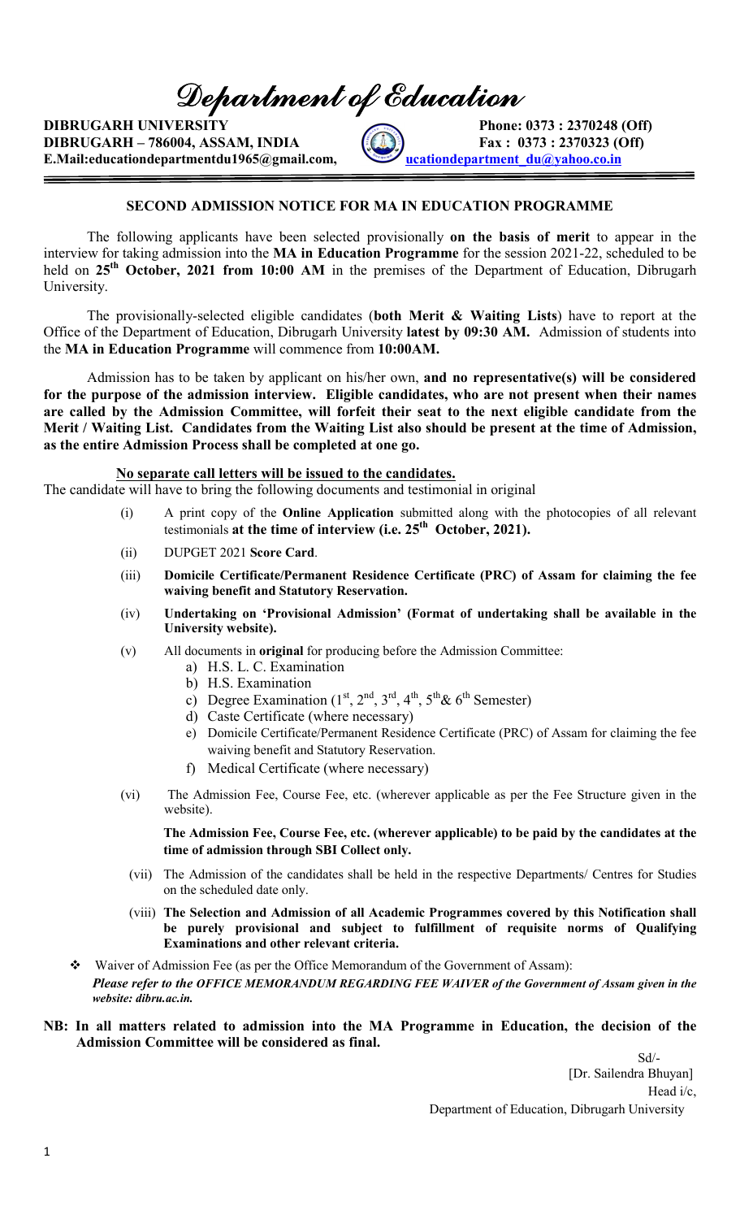# Department of Education

**DIBRUGARH UNIVERSITY** Phone: 0373 : 2370248 (Off)
**DIBRUGARH – 786004, ASSAM, INDIA** Fax : 0373 : 2370323 (Off)
**E.Mail:educationdepartmentdu1965@gmail.com, ucationdepartment_du@yahoo.co.in**

## SECOND ADMISSION NOTICE FOR MA IN EDUCATION PROGRAMME

The following applicants have been selected provisionally **on the basis of merit** to appear in the interview for taking admission into the **MA in Education Programme** for the session 2021-22, scheduled to be held on **25th October, 2021 from 10:00 AM** in the premises of the Department of Education, Dibrugarh University.

The provisionally-selected eligible candidates (**both Merit & Waiting Lists**) have to report at the Office of the Department of Education, Dibrugarh University **latest by 09:30 AM.** Admission of students into the **MA in Education Programme** will commence from **10:00AM.**

Admission has to be taken by applicant on his/her own, **and no representative(s) will be considered for the purpose of the admission interview. Eligible candidates, who are not present when their names are called by the Admission Committee, will forfeit their seat to the next eligible candidate from the Merit / Waiting List. Candidates from the Waiting List also should be present at the time of Admission, as the entire Admission Process shall be completed at one go.**

**<u>No separate call letters will be issued to the candidates.</u>**

The candidate will have to bring the following documents and testimonial in original

(i) A print copy of the **Online Application** submitted along with the photocopies of all relevant testimonials **at the time of interview (i.e. 25th October, 2021).**

(ii) DUPGET 2021 **Score Card**.

(iii) **Domicile Certificate/Permanent Residence Certificate (PRC) of Assam for claiming the fee waiving benefit and Statutory Reservation.**

(iv) **Undertaking on 'Provisional Admission' (Format of undertaking shall be available in the University website).**

(v) All documents in **original** for producing before the Admission Committee:
   a) H.S. L. C. Examination
   b) H.S. Examination
   c) Degree Examination (1st, 2nd, 3rd, 4th, 5th & 6th Semester)
   d) Caste Certificate (where necessary)
   e) Domicile Certificate/Permanent Residence Certificate (PRC) of Assam for claiming the fee waiving benefit and Statutory Reservation.
   f) Medical Certificate (where necessary)

(vi) The Admission Fee, Course Fee, etc. (wherever applicable as per the Fee Structure given in the website).

**The Admission Fee, Course Fee, etc. (wherever applicable) to be paid by the candidates at the time of admission through SBI Collect only.**

(vii) The Admission of the candidates shall be held in the respective Departments/ Centres for Studies on the scheduled date only.

(viii) **The Selection and Admission of all Academic Programmes covered by this Notification shall be purely provisional and subject to fulfillment of requisite norms of Qualifying Examinations and other relevant criteria.**

- Waiver of Admission Fee (as per the Office Memorandum of the Government of Assam):
  ***Please refer to the OFFICE MEMORANDUM REGARDING FEE WAIVER of the Government of Assam given in the website: dibru.ac.in.***

**NB: In all matters related to admission into the MA Programme in Education, the decision of the Admission Committee will be considered as final.**

Sd/-
[Dr. Sailendra Bhuyan]
Head i/c,
Department of Education, Dibrugarh University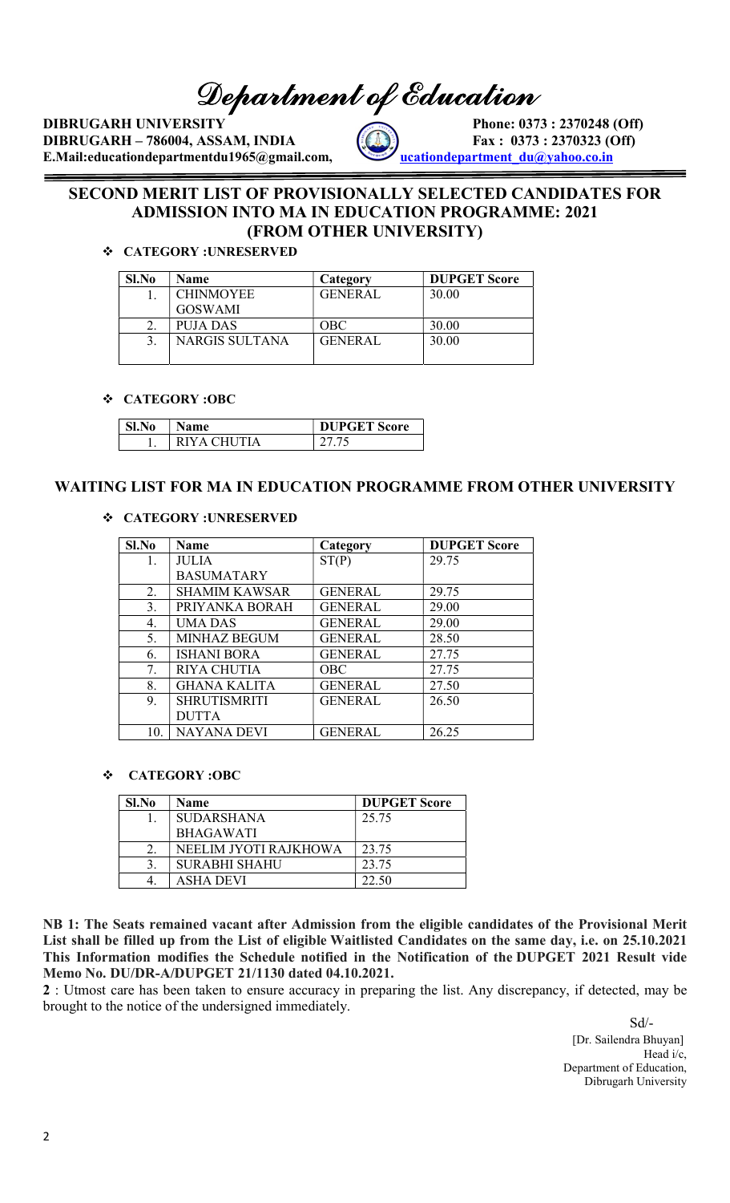# Department of Education

**DIBRUGARH UNIVERSITY**
**DIBRUGARH – 786004, ASSAM, INDIA**
**E.Mail:educationdepartmentdu1965@gmail.com, ucationdepartment_du@yahoo.co.in**

**Phone: 0373 : 2370248 (Off)**
**Fax : 0373 : 2370323 (Off)**

## SECOND MERIT LIST OF PROVISIONALLY SELECTED CANDIDATES FOR ADMISSION INTO MA IN EDUCATION PROGRAMME: 2021 (FROM OTHER UNIVERSITY)

- **CATEGORY :UNRESERVED**

| Sl.No | Name | Category | DUPGET Score |
|---|---|---|---|
| 1. | CHINMOYEE GOSWAMI | GENERAL | 30.00 |
| 2. | PUJA DAS | OBC | 30.00 |
| 3. | NARGIS SULTANA | GENERAL | 30.00 |

- **CATEGORY :OBC**

| Sl.No | Name | DUPGET Score |
|---|---|---|
| 1. | RIYA CHUTIA | 27.75 |

## WAITING LIST FOR MA IN EDUCATION PROGRAMME FROM OTHER UNIVERSITY

- **CATEGORY :UNRESERVED**

| Sl.No | Name | Category | DUPGET Score |
|---|---|---|---|
| 1. | JULIA BASUMATARY | ST(P) | 29.75 |
| 2. | SHAMIM KAWSAR | GENERAL | 29.75 |
| 3. | PRIYANKA BORAH | GENERAL | 29.00 |
| 4. | UMA DAS | GENERAL | 29.00 |
| 5. | MINHAZ BEGUM | GENERAL | 28.50 |
| 6. | ISHANI BORA | GENERAL | 27.75 |
| 7. | RIYA CHUTIA | OBC | 27.75 |
| 8. | GHANA KALITA | GENERAL | 27.50 |
| 9. | SHRUTISMRITI DUTTA | GENERAL | 26.50 |
| 10. | NAYANA DEVI | GENERAL | 26.25 |

- **CATEGORY :OBC**

| Sl.No | Name | DUPGET Score |
|---|---|---|
| 1. | SUDARSHANA BHAGAWATI | 25.75 |
| 2. | NEELIM JYOTI RAJKHOWA | 23.75 |
| 3. | SURABHI SHAHU | 23.75 |
| 4. | ASHA DEVI | 22.50 |

**NB 1: The Seats remained vacant after Admission from the eligible candidates of the Provisional Merit List shall be filled up from the List of eligible Waitlisted Candidates on the same day, i.e. on 25.10.2021 This Information modifies the Schedule notified in the Notification of the DUPGET 2021 Result vide Memo No. DU/DR-A/DUPGET 21/1130 dated 04.10.2021.**

**2** : Utmost care has been taken to ensure accuracy in preparing the list. Any discrepancy, if detected, may be brought to the notice of the undersigned immediately.

Sd/-
[Dr. Sailendra Bhuyan]
Head i/c,
Department of Education,
Dibrugarh University